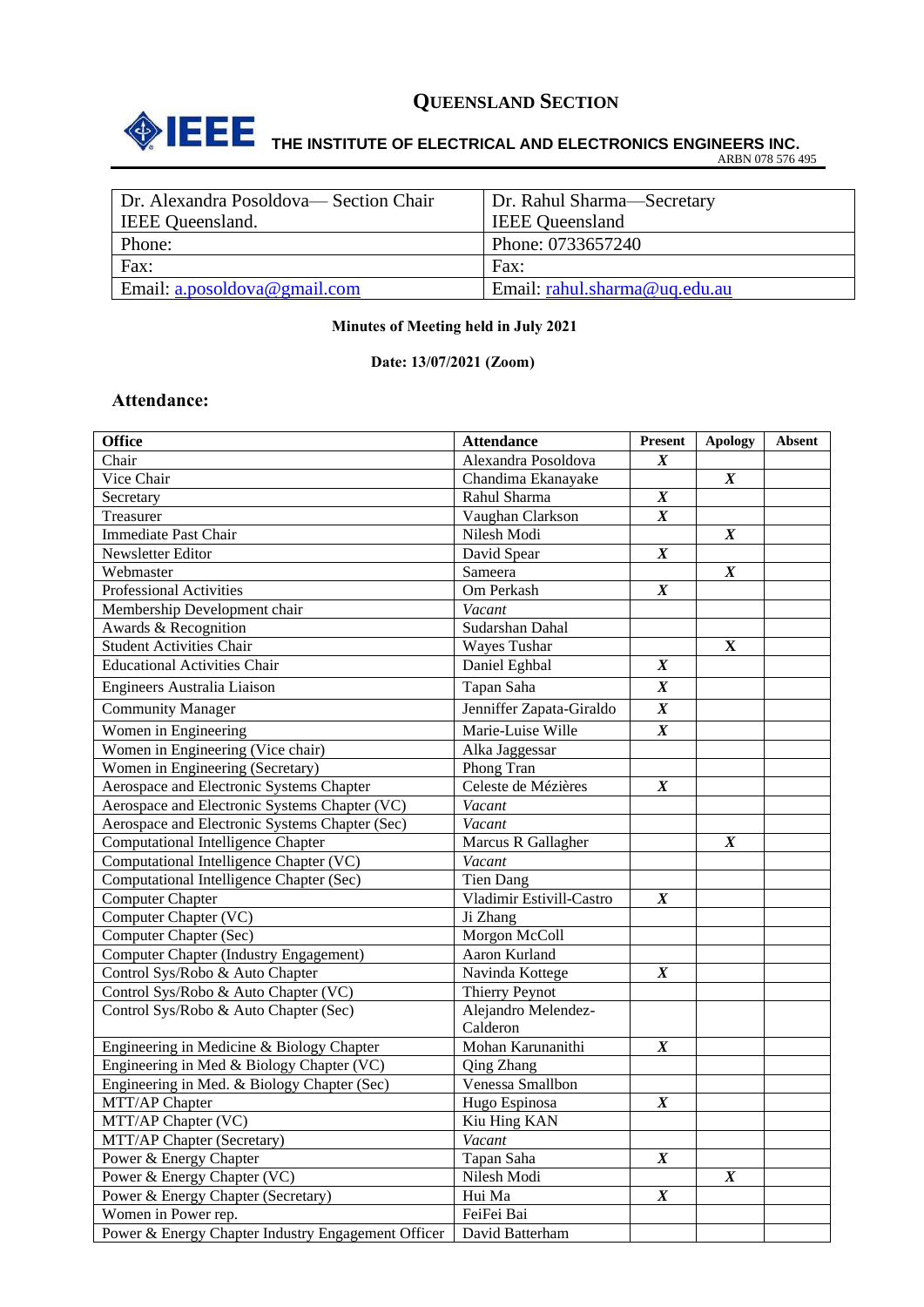# QUEENSLAND SECTION

**IEEE THE INSTITUTE OF ELECTRICAL AND ELECTRONICS ENGINEERS INC.**
ARBN 078 576 495

| Dr. Alexandra Posoldova— Section Chair IEEE Queensland. | Dr. Rahul Sharma—Secretary IEEE Queensland |
|---|---|
| Phone: | Phone: 0733657240 |
| Fax: | Fax: |
| Email: a.posoldova@gmail.com | Email: rahul.sharma@uq.edu.au |

**Minutes of Meeting held in July 2021**

**Date: 13/07/2021 (Zoom)**

## Attendance:

| Office | Attendance | Present | Apology | Absent |
|---|---|---|---|---|
| Chair | Alexandra Posoldova | *X* | | |
| Vice Chair | Chandima Ekanayake | | *X* | |
| Secretary | Rahul Sharma | *X* | | |
| Treasurer | Vaughan Clarkson | *X* | | |
| Immediate Past Chair | Nilesh Modi | | *X* | |
| Newsletter Editor | David Spear | *X* | | |
| Webmaster | Sameera | | *X* | |
| Professional Activities | Om Perkash | *X* | | |
| Membership Development chair | *Vacant* | | | |
| Awards & Recognition | Sudarshan Dahal | | | |
| Student Activities Chair | Wayes Tushar | | X | |
| Educational Activities Chair | Daniel Eghbal | *X* | | |
| Engineers Australia Liaison | Tapan Saha | *X* | | |
| Community Manager | Jenniffer Zapata-Giraldo | *X* | | |
| Women in Engineering | Marie-Luise Wille | *X* | | |
| Women in Engineering (Vice chair) | Alka Jaggessar | | | |
| Women in Engineering (Secretary) | Phong Tran | | | |
| Aerospace and Electronic Systems Chapter | Celeste de Mézières | *X* | | |
| Aerospace and Electronic Systems Chapter (VC) | *Vacant* | | | |
| Aerospace and Electronic Systems Chapter (Sec) | *Vacant* | | | |
| Computational Intelligence Chapter | Marcus R Gallagher | | *X* | |
| Computational Intelligence Chapter (VC) | *Vacant* | | | |
| Computational Intelligence Chapter (Sec) | Tien Dang | | | |
| Computer Chapter | Vladimir Estivill-Castro | *X* | | |
| Computer Chapter (VC) | Ji Zhang | | | |
| Computer Chapter (Sec) | Morgon McColl | | | |
| Computer Chapter (Industry Engagement) | Aaron Kurland | | | |
| Control Sys/Robo & Auto Chapter | Navinda Kottege | *X* | | |
| Control Sys/Robo & Auto Chapter (VC) | Thierry Peynot | | | |
| Control Sys/Robo & Auto Chapter (Sec) | Alejandro Melendez-Calderon | | | |
| Engineering in Medicine & Biology Chapter | Mohan Karunanithi | *X* | | |
| Engineering in Med & Biology Chapter (VC) | Qing Zhang | | | |
| Engineering in Med. & Biology Chapter (Sec) | Venessa Smallbon | | | |
| MTT/AP Chapter | Hugo Espinosa | *X* | | |
| MTT/AP Chapter (VC) | Kiu Hing KAN | | | |
| MTT/AP Chapter (Secretary) | *Vacant* | | | |
| Power & Energy Chapter | Tapan Saha | *X* | | |
| Power & Energy Chapter (VC) | Nilesh Modi | | *X* | |
| Power & Energy Chapter (Secretary) | Hui Ma | *X* | | |
| Women in Power rep. | FeiFei Bai | | | |
| Power & Energy Chapter Industry Engagement Officer | David Batterham | | | |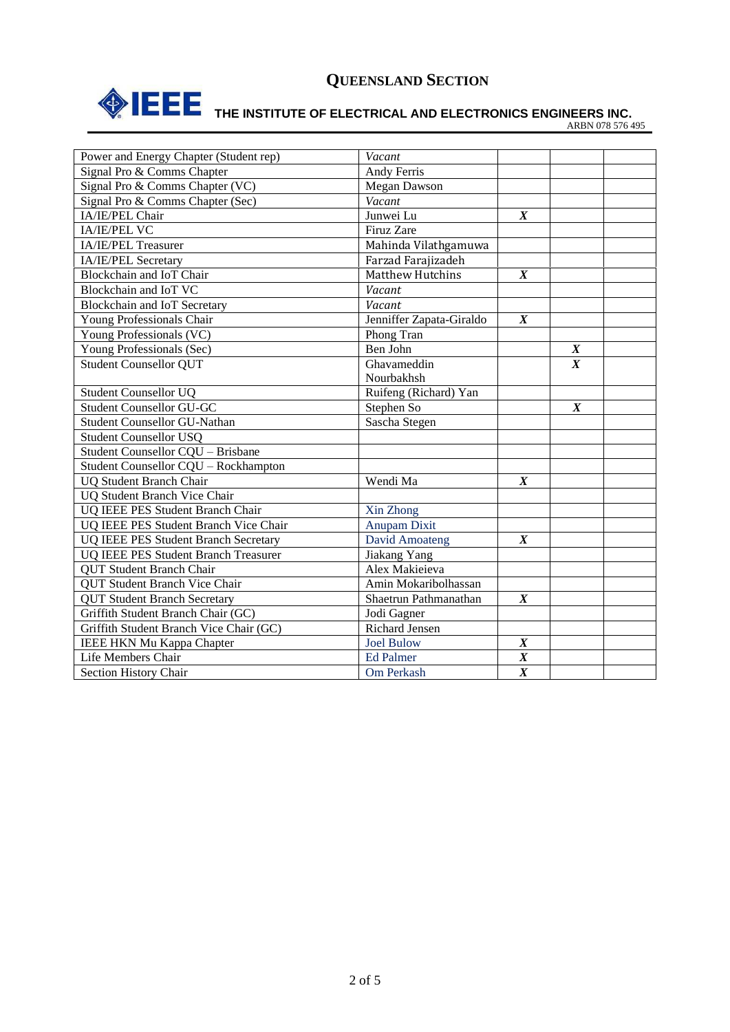# QUEENSLAND SECTION

**THE INSTITUTE OF ELECTRICAL AND ELECTRONICS ENGINEERS INC.**

ARBN 078 576 495

| | | | | |
|---|---|---|---|---|
| Power and Energy Chapter (Student rep) | *Vacant* | | | |
| Signal Pro & Comms Chapter | Andy Ferris | | | |
| Signal Pro & Comms Chapter (VC) | Megan Dawson | | | |
| Signal Pro & Comms Chapter (Sec) | *Vacant* | | | |
| IA/IE/PEL Chair | Junwei Lu | ***X*** | | |
| IA/IE/PEL VC | Firuz Zare | | | |
| IA/IE/PEL Treasurer | Mahinda Vilathgamuwa | | | |
| IA/IE/PEL Secretary | Farzad Farajizadeh | | | |
| Blockchain and IoT Chair | Matthew Hutchins | ***X*** | | |
| Blockchain and IoT VC | *Vacant* | | | |
| Blockchain and IoT Secretary | *Vacant* | | | |
| Young Professionals Chair | Jenniffer Zapata-Giraldo | ***X*** | | |
| Young Professionals (VC) | Phong Tran | | | |
| Young Professionals (Sec) | Ben John | | ***X*** | |
| Student Counsellor QUT | Ghavameddin Nourbakhsh | | ***X*** | |
| Student Counsellor UQ | Ruifeng (Richard) Yan | | | |
| Student Counsellor GU-GC | Stephen So | | ***X*** | |
| Student Counsellor GU-Nathan | Sascha Stegen | | | |
| Student Counsellor USQ | | | | |
| Student Counsellor CQU – Brisbane | | | | |
| Student Counsellor CQU – Rockhampton | | | | |
| UQ Student Branch Chair | Wendi Ma | ***X*** | | |
| UQ Student Branch Vice Chair | | | | |
| UQ IEEE PES Student Branch Chair | Xin Zhong | | | |
| UQ IEEE PES Student Branch Vice Chair | Anupam Dixit | | | |
| UQ IEEE PES Student Branch Secretary | David Amoateng | ***X*** | | |
| UQ IEEE PES Student Branch Treasurer | Jiakang Yang | | | |
| QUT Student Branch Chair | Alex Makieieva | | | |
| QUT Student Branch Vice Chair | Amin Mokaribolhassan | | | |
| QUT Student Branch Secretary | Shaetrun Pathmanathan | ***X*** | | |
| Griffith Student Branch Chair (GC) | Jodi Gagner | | | |
| Griffith Student Branch Vice Chair (GC) | Richard Jensen | | | |
| IEEE HKN Mu Kappa Chapter | Joel Bulow | ***X*** | | |
| Life Members Chair | Ed Palmer | ***X*** | | |
| Section History Chair | Om Perkash | ***X*** | | |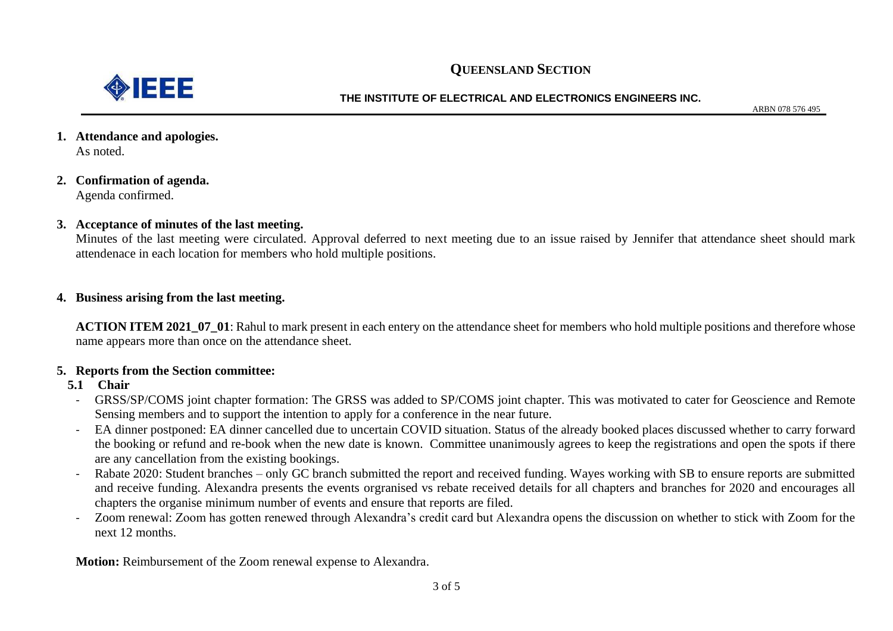1. **Attendance and apologies.**
   As noted.

2. **Confirmation of agenda.**
   Agenda confirmed.

3. **Acceptance of minutes of the last meeting.**
   Minutes of the last meeting were circulated. Approval deferred to next meeting due to an issue raised by Jennifer that attendance sheet should mark attendenace in each location for members who hold multiple positions.

4. **Business arising from the last meeting.**

   **ACTION ITEM 2021_07_01**: Rahul to mark present in each entery on the attendance sheet for members who hold multiple positions and therefore whose name appears more than once on the attendance sheet.

5. **Reports from the Section committee:**

   **5.1 Chair**

   - GRSS/SP/COMS joint chapter formation: The GRSS was added to SP/COMS joint chapter. This was motivated to cater for Geoscience and Remote Sensing members and to support the intention to apply for a conference in the near future.
   - EA dinner postponed: EA dinner cancelled due to uncertain COVID situation. Status of the already booked places discussed whether to carry forward the booking or refund and re-book when the new date is known. Committee unanimously agrees to keep the registrations and open the spots if there are any cancellation from the existing bookings.
   - Rabate 2020: Student branches – only GC branch submitted the report and received funding. Wayes working with SB to ensure reports are submitted and receive funding. Alexandra presents the events orgranised vs rebate received details for all chapters and branches for 2020 and encourages all chapters the organise minimum number of events and ensure that reports are filed.
   - Zoom renewal: Zoom has gotten renewed through Alexandra's credit card but Alexandra opens the discussion on whether to stick with Zoom for the next 12 months.

   **Motion:** Reimbursement of the Zoom renewal expense to Alexandra.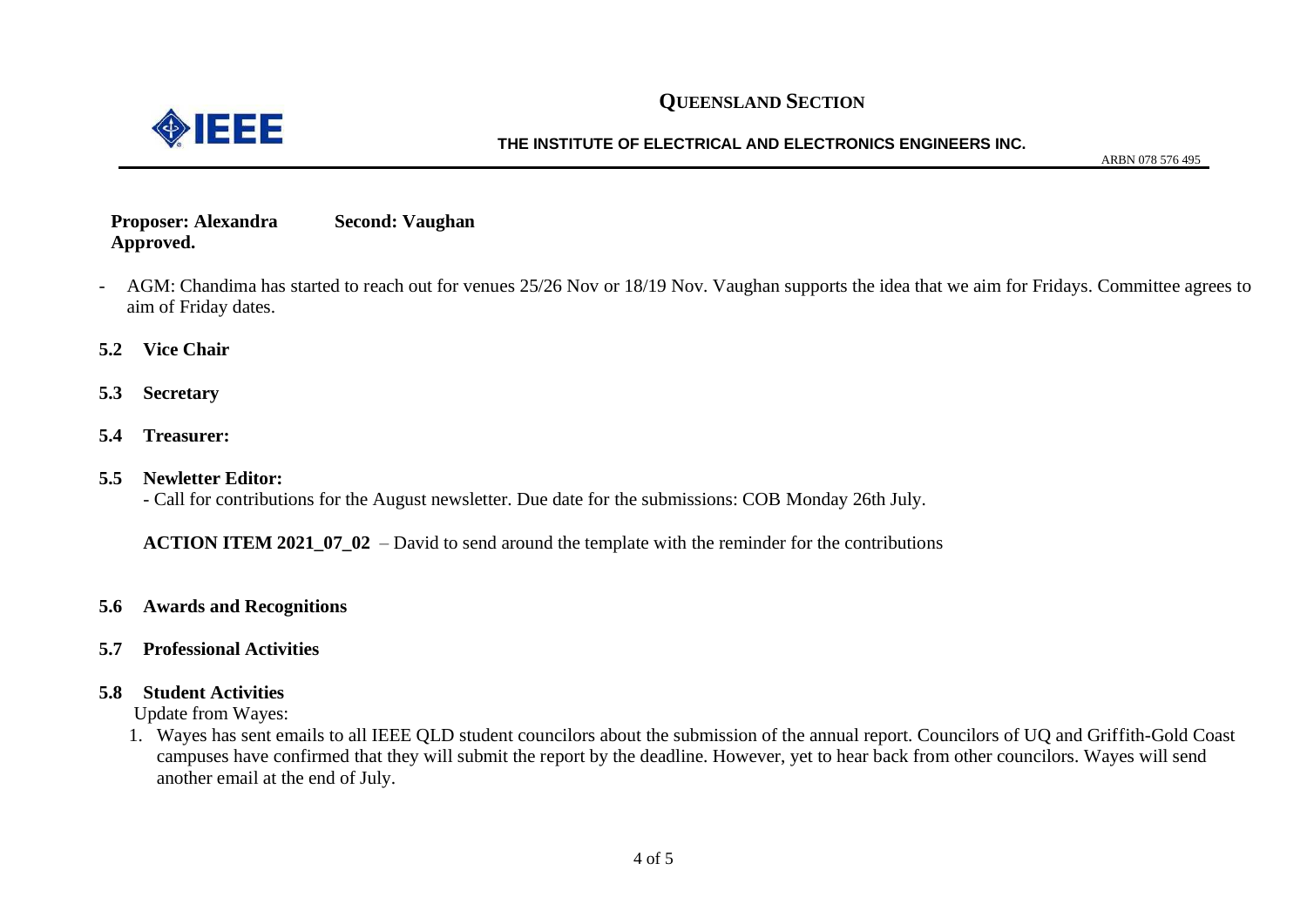**Proposer: Alexandra** **Second: Vaughan**
**Approved.**

- AGM: Chandima has started to reach out for venues 25/26 Nov or 18/19 Nov. Vaughan supports the idea that we aim for Fridays. Committee agrees to aim of Friday dates.

**5.2 Vice Chair**

**5.3 Secretary**

**5.4 Treasurer:**

**5.5 Newletter Editor:**

- Call for contributions for the August newsletter. Due date for the submissions: COB Monday 26th July.

**ACTION ITEM 2021_07_02** – David to send around the template with the reminder for the contributions

**5.6 Awards and Recognitions**

**5.7 Professional Activities**

**5.8 Student Activities**

Update from Wayes:

1. Wayes has sent emails to all IEEE QLD student councilors about the submission of the annual report. Councilors of UQ and Griffith-Gold Coast campuses have confirmed that they will submit the report by the deadline. However, yet to hear back from other councilors. Wayes will send another email at the end of July.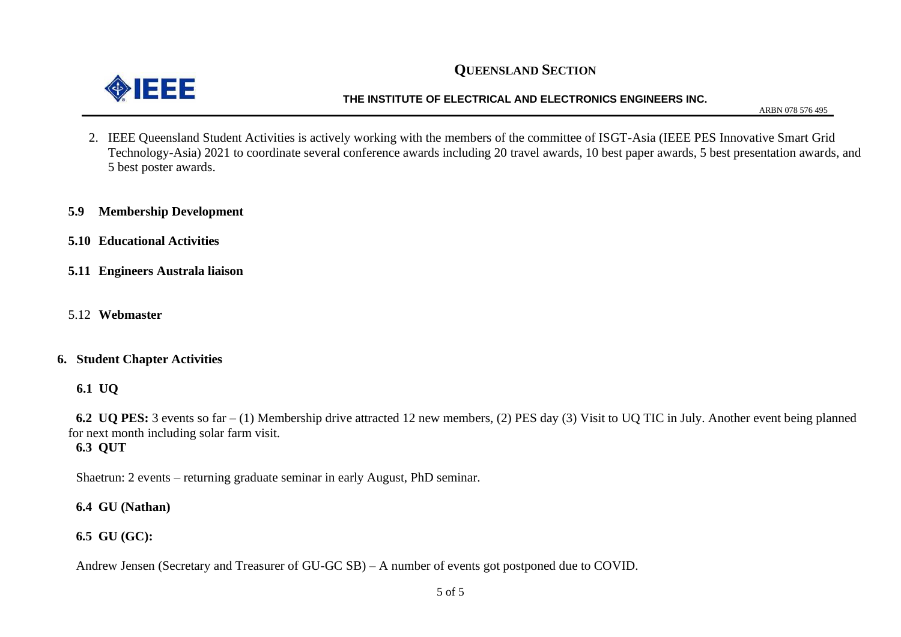2. IEEE Queensland Student Activities is actively working with the members of the committee of ISGT-Asia (IEEE PES Innovative Smart Grid Technology-Asia) 2021 to coordinate several conference awards including 20 travel awards, 10 best paper awards, 5 best presentation awards, and 5 best poster awards.

**5.9 Membership Development**

**5.10 Educational Activities**

**5.11 Engineers Australa liaison**

5.12 **Webmaster**

## 6. Student Chapter Activities

**6.1 UQ**

**6.2 UQ PES:** 3 events so far – (1) Membership drive attracted 12 new members, (2) PES day (3) Visit to UQ TIC in July. Another event being planned for next month including solar farm visit.

**6.3 QUT**

Shaetrun: 2 events – returning graduate seminar in early August, PhD seminar.

**6.4 GU (Nathan)**

**6.5 GU (GC):**

Andrew Jensen (Secretary and Treasurer of GU-GC SB) – A number of events got postponed due to COVID.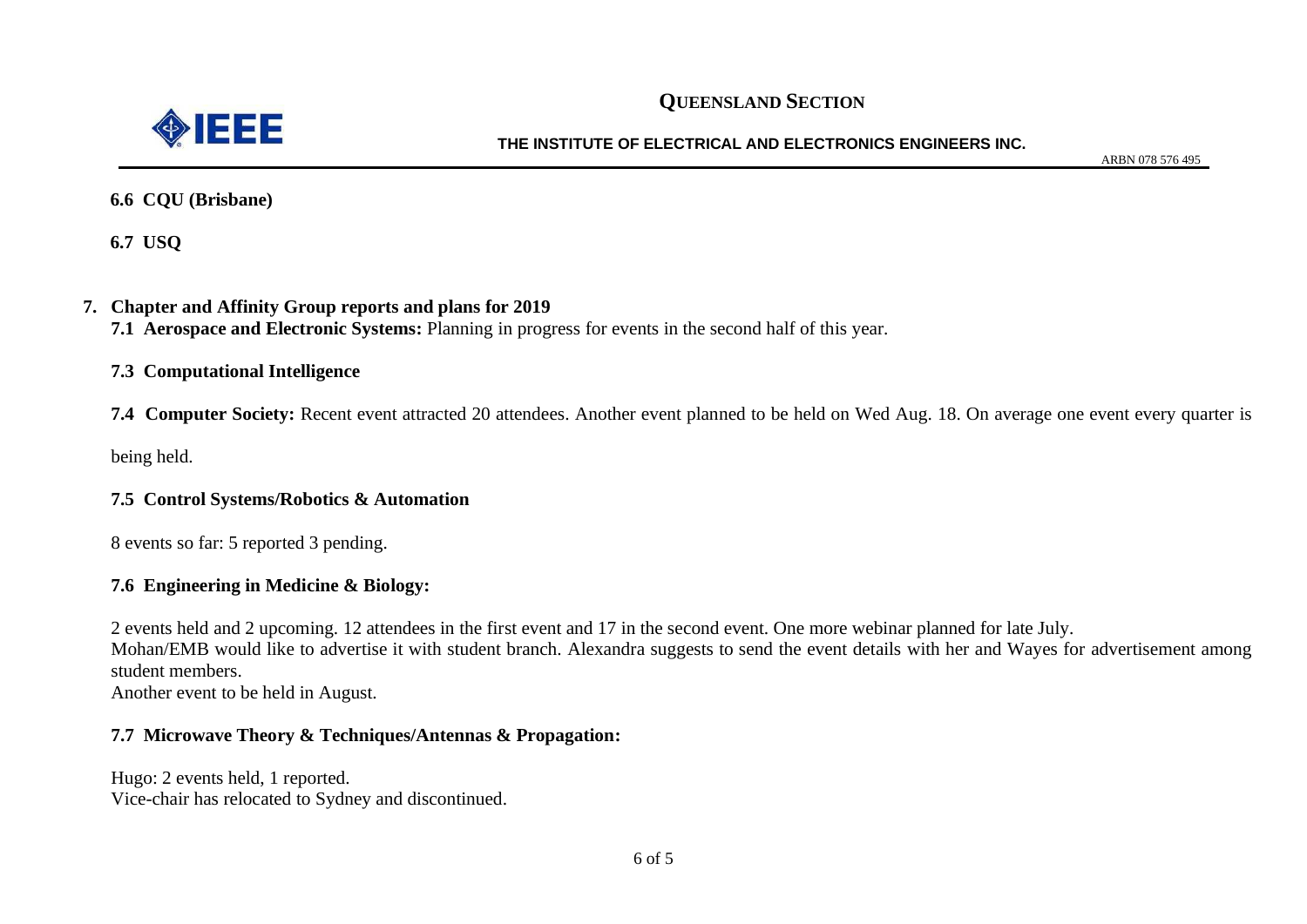**6.6 CQU (Brisbane)**

**6.7 USQ**

## 7. Chapter and Affinity Group reports and plans for 2019

**7.1 Aerospace and Electronic Systems:** Planning in progress for events in the second half of this year.

**7.3 Computational Intelligence**

**7.4 Computer Society:** Recent event attracted 20 attendees. Another event planned to be held on Wed Aug. 18. On average one event every quarter is being held.

**7.5 Control Systems/Robotics & Automation**

8 events so far: 5 reported 3 pending.

**7.6 Engineering in Medicine & Biology:**

2 events held and 2 upcoming. 12 attendees in the first event and 17 in the second event. One more webinar planned for late July.
Mohan/EMB would like to advertise it with student branch. Alexandra suggests to send the event details with her and Wayes for advertisement among student members.
Another event to be held in August.

**7.7 Microwave Theory & Techniques/Antennas & Propagation:**

Hugo: 2 events held, 1 reported.
Vice-chair has relocated to Sydney and discontinued.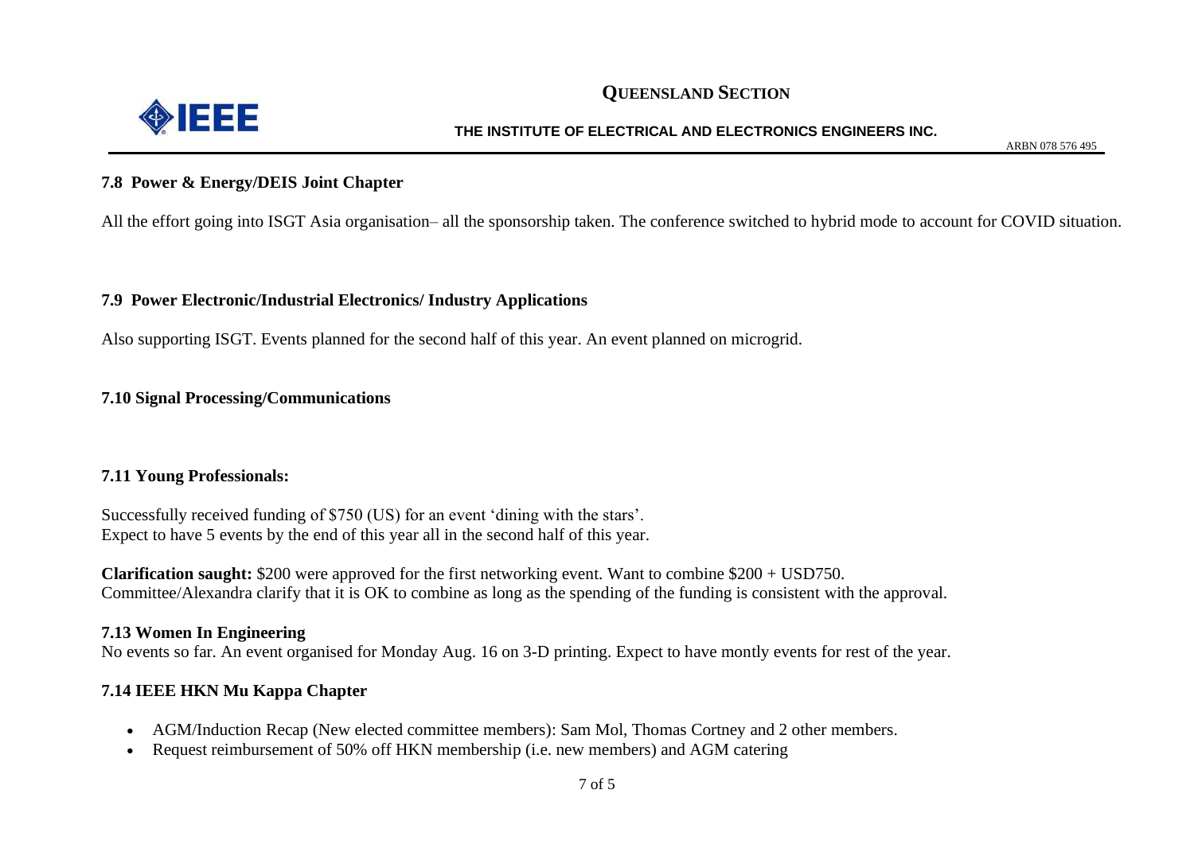### 7.8 Power & Energy/DEIS Joint Chapter

All the effort going into ISGT Asia organisation– all the sponsorship taken. The conference switched to hybrid mode to account for COVID situation.

### 7.9 Power Electronic/Industrial Electronics/ Industry Applications

Also supporting ISGT. Events planned for the second half of this year. An event planned on microgrid.

### 7.10 Signal Processing/Communications

### 7.11 Young Professionals:

Successfully received funding of $750 (US) for an event 'dining with the stars'.
Expect to have 5 events by the end of this year all in the second half of this year.

**Clarification saught:** $200 were approved for the first networking event. Want to combine $200 + USD750.
Committee/Alexandra clarify that it is OK to combine as long as the spending of the funding is consistent with the approval.

### 7.13 Women In Engineering

No events so far. An event organised for Monday Aug. 16 on 3-D printing. Expect to have montly events for rest of the year.

### 7.14 IEEE HKN Mu Kappa Chapter

- AGM/Induction Recap (New elected committee members): Sam Mol, Thomas Cortney and 2 other members.
- Request reimbursement of 50% off HKN membership (i.e. new members) and AGM catering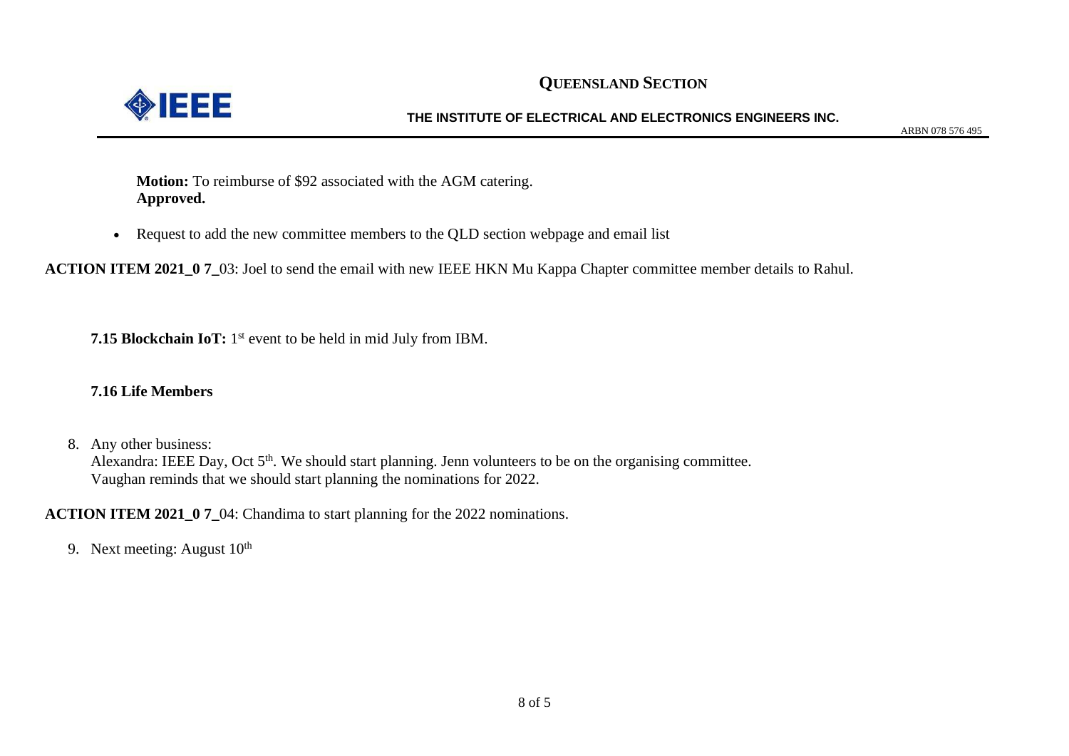**Motion:** To reimburse of $92 associated with the AGM catering.
**Approved.**

- Request to add the new committee members to the QLD section webpage and email list

**ACTION ITEM 2021_0 7_**03: Joel to send the email with new IEEE HKN Mu Kappa Chapter committee member details to Rahul.

**7.15 Blockchain IoT:** 1st event to be held in mid July from IBM.

**7.16 Life Members**

8. Any other business:
   Alexandra: IEEE Day, Oct 5th. We should start planning. Jenn volunteers to be on the organising committee.
   Vaughan reminds that we should start planning the nominations for 2022.

**ACTION ITEM 2021_0 7_**04: Chandima to start planning for the 2022 nominations.

9. Next meeting: August 10th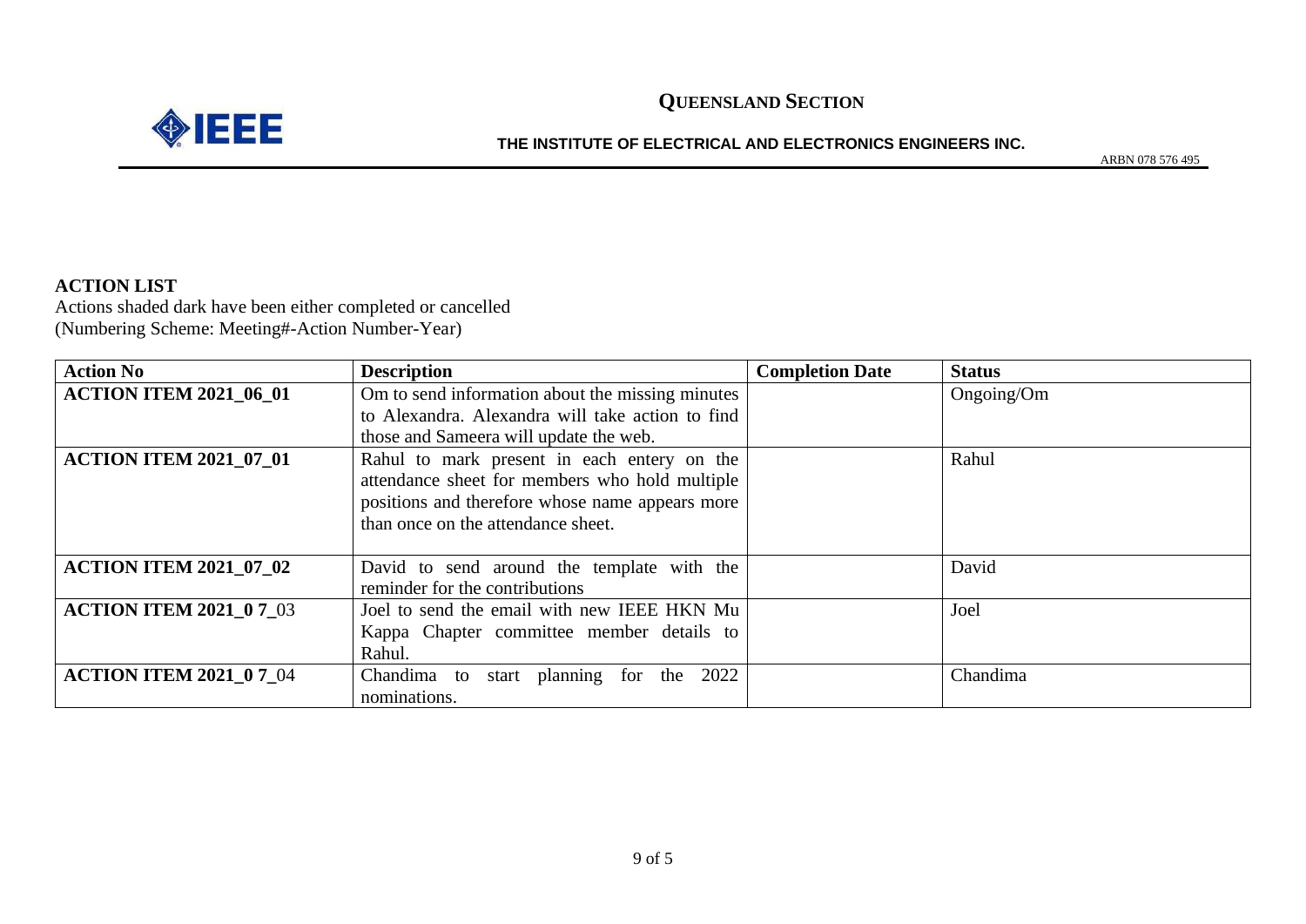**QUEENSLAND SECTION**

**THE INSTITUTE OF ELECTRICAL AND ELECTRONICS ENGINEERS INC.**

ARBN 078 576 495

**ACTION LIST**

Actions shaded dark have been either completed or cancelled
(Numbering Scheme: Meeting#-Action Number-Year)

| **Action No** | **Description** | **Completion Date** | **Status** |
|---|---|---|---|
| **ACTION ITEM 2021_06_01** | Om to send information about the missing minutes to Alexandra. Alexandra will take action to find those and Sameera will update the web. | | Ongoing/Om |
| **ACTION ITEM 2021_07_01** | Rahul to mark present in each entery on the attendance sheet for members who hold multiple positions and therefore whose name appears more than once on the attendance sheet. | | Rahul |
| **ACTION ITEM 2021_07_02** | David to send around the template with the reminder for the contributions | | David |
| **ACTION ITEM 2021_0 7_**03 | Joel to send the email with new IEEE HKN Mu Kappa Chapter committee member details to Rahul. | | Joel |
| **ACTION ITEM 2021_0 7_**04 | Chandima to start planning for the 2022 nominations. | | Chandima |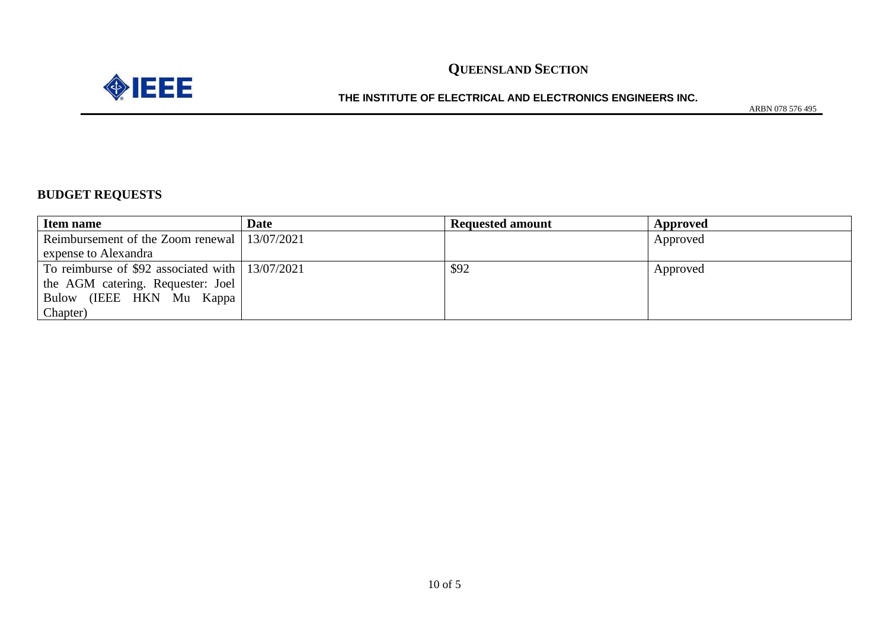## BUDGET REQUESTS

| Item name | Date | Requested amount | Approved |
|---|---|---|---|
| Reimbursement of the Zoom renewal expense to Alexandra | 13/07/2021 | | Approved |
| To reimburse of $92 associated with the AGM catering. Requester: Joel Bulow (IEEE HKN Mu Kappa Chapter) | 13/07/2021 | $92 | Approved |